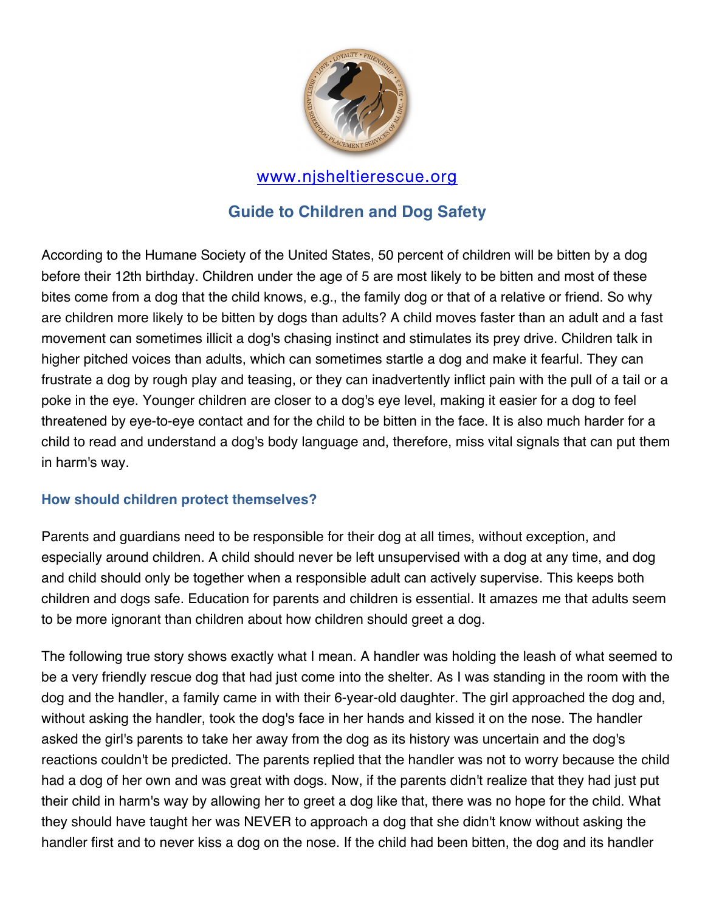www.njsheltierescue.org

## Guide to Children and Dog Safety

According to the Humane Society of the United States, 50 percent of children will be bitten by a dog before their 12th birthday. Children under the age of 5 are most likely to be bitten and most of these bites come from a dog that the child knows, e.g., the family dog or that of a relative or friend. So why are children more likely to be bitten by dogs than adults? A child moves faster than an adult and a fast movement can sometimes illicit a dog's chasing instinct and stimulates its prey drive. Children talk in higher pitched voices than adults, which can sometimes startle a dog and make it fearful. They can frustrate a dog by rough play and teasing, or they can inadvertently inflict pain with the pull of a tail or a poke in the eye. Younger children are closer to a dog's eye level, making it easier for a dog to feel threatened by eye-to-eye contact and for the child to be bitten in the face. It is also much harder for a child to read and understand a dog's body language and, therefore, miss vital signals that can put them in harm's way.

### How should children protect themselves?

Parents and guardians need to be responsible for their dog at all times, without exception, and especially around children. A child should never be left unsupervised with a dog at any time, and dog and child should only be together when a responsible adult can actively supervise. This keeps both children and dogs safe. Education for parents and children is essential. It amazes me that adults seem to be more ignorant than children about how children should greet a dog.

The following true story shows exactly what I mean. A handler was holding the leash of what seemed to be a very friendly rescue dog that had just come into the shelter. As I was standing in the room with the dog and the handler, a family came in with their 6-year-old daughter. The girl approached the dog and, without asking the handler, took the dog's face in her hands and kissed it on the nose. The handler asked the girl's parents to take her away from the dog as its history was uncertain and the dog's reactions couldn't be predicted. The parents replied that the handler was not to worry because the child had a dog of her own and was great with dogs. Now, if the parents didn't realize that they had just put their child in harm's way by allowing her to greet a dog like that, there was no hope for the child. What they should have taught her was NEVER to approach a dog that she didn't know without asking the handler first and to never kiss a dog on the nose. If the child had been bitten, the dog and its handler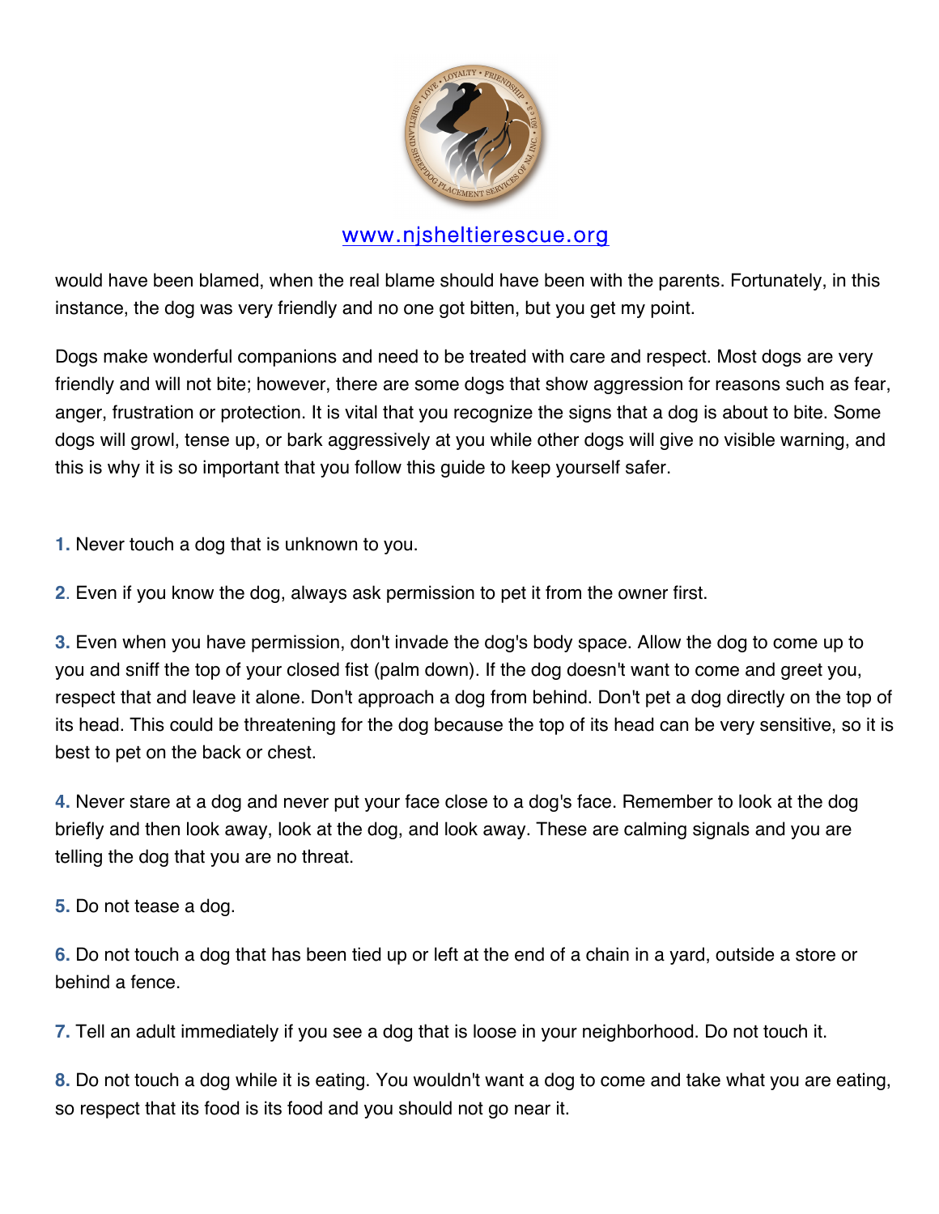would have been blamed, when the real blame should have been with the parents. Fortunately, in this instance, the dog was very friendly and no one got bitten, but you get my point.

Dogs make wonderful companions and need to be treated with care and respect. Most dogs are very friendly and will not bite; however, there are some dogs that show aggression for reasons such as fear, anger, frustration or protection. It is vital that you recognize the signs that a dog is about to bite. Some dogs will growl, tense up, or bark aggressively at you while other dogs will give no visible warning, and this is why it is so important that you follow this guide to keep yourself safer.

1. Never touch a dog that is unknown to you.

2. Even if you know the dog, always ask permission to pet it from the owner first.

3. Even when you have permission, don't invade the dog's body space. Allow the dog to come up to you and sniff the top of your closed fist (palm down). If the dog doesn't want to come and greet you, respect that and leave it alone. Don't approach a dog from behind. Don't pet a dog directly on the top of its head. This could be threatening for the dog because the top of its head can be very sensitive, so it is best to pet on the back or chest.

4. Never stare at a dog and never put your face close to a dog's face. Remember to look at the dog briefly and then look away, look at the dog, and look away. These are calming signals and you are telling the dog that you are no threat.

5. Do not tease a dog.

6. Do not touch a dog that has been tied up or left at the end of a chain in a yard, outside a store or behind a fence.

7. Tell an adult immediately if you see a dog that is loose in your neighborhood. Do not touch it.

8. Do not touch a dog while it is eating. You wouldn't want a dog to come and take what you are eating, so respect that its food is its food and you should not go near it.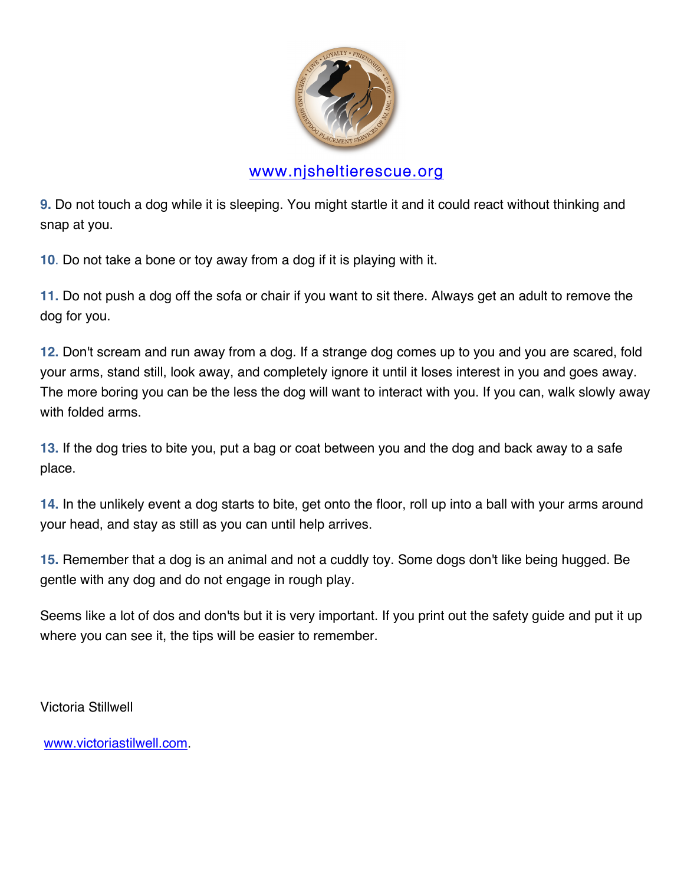www.njsheltierescue.org

**9.** Do not touch a dog while it is sleeping. You might startle it and it could react without thinking and snap at you.

**10**. Do not take a bone or toy away from a dog if it is playing with it.

**11.** Do not push a dog off the sofa or chair if you want to sit there. Always get an adult to remove the dog for you.

**12.** Don't scream and run away from a dog. If a strange dog comes up to you and you are scared, fold your arms, stand still, look away, and completely ignore it until it loses interest in you and goes away. The more boring you can be the less the dog will want to interact with you. If you can, walk slowly away with folded arms.

**13.** If the dog tries to bite you, put a bag or coat between you and the dog and back away to a safe place.

**14.** In the unlikely event a dog starts to bite, get onto the floor, roll up into a ball with your arms around your head, and stay as still as you can until help arrives.

**15.** Remember that a dog is an animal and not a cuddly toy. Some dogs don't like being hugged. Be gentle with any dog and do not engage in rough play.

Seems like a lot of dos and don'ts but it is very important. If you print out the safety guide and put it up where you can see it, the tips will be easier to remember.

Victoria Stillwell

www.victoriastilwell.com.